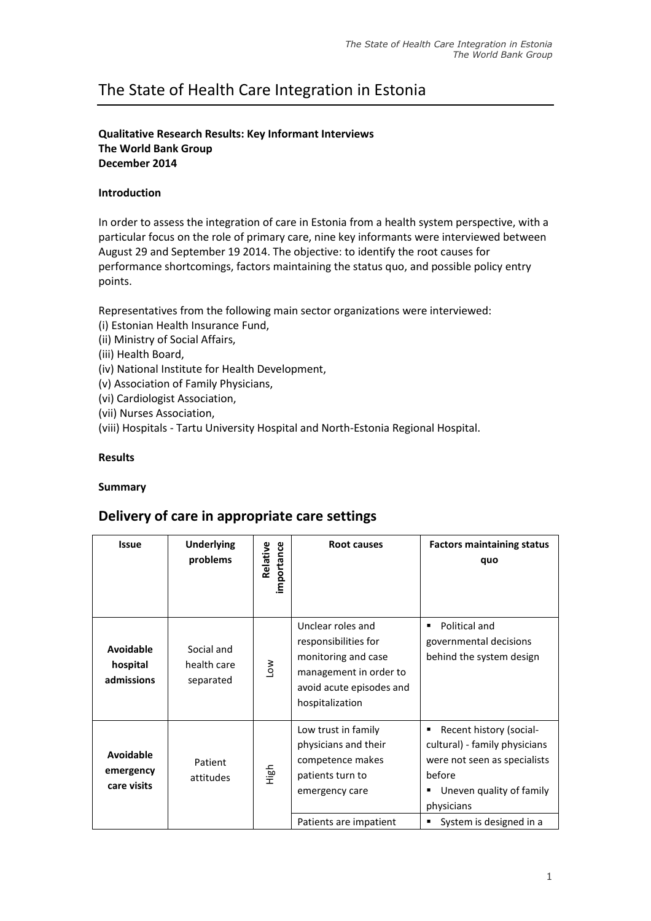# The State of Health Care Integration in Estonia

**Qualitative Research Results: Key Informant Interviews**
**The World Bank Group**
**December 2014**

**Introduction**

In order to assess the integration of care in Estonia from a health system perspective, with a particular focus on the role of primary care, nine key informants were interviewed between August 29 and September 19 2014. The objective: to identify the root causes for performance shortcomings, factors maintaining the status quo, and possible policy entry points.

Representatives from the following main sector organizations were interviewed:
(i) Estonian Health Insurance Fund,
(ii) Ministry of Social Affairs,
(iii) Health Board,
(iv) National Institute for Health Development,
(v) Association of Family Physicians,
(vi) Cardiologist Association,
(vii) Nurses Association,
(viii) Hospitals - Tartu University Hospital and North-Estonia Regional Hospital.

**Results**

**Summary**

## Delivery of care in appropriate care settings

| Issue | Underlying problems | Relative importance | Root causes | Factors maintaining status quo |
|---|---|---|---|---|
| **Avoidable hospital admissions** | Social and health care separated | Low | Unclear roles and responsibilities for monitoring and case management in order to avoid acute episodes and hospitalization | ▪ Political and governmental decisions behind the system design |
| **Avoidable emergency care visits** | Patient attitudes | High | Low trust in family physicians and their competence makes patients turn to emergency care | ▪ Recent history (social-cultural) - family physicians were not seen as specialists before<br>▪ Uneven quality of family physicians |
| | | | Patients are impatient | ▪ System is designed in a |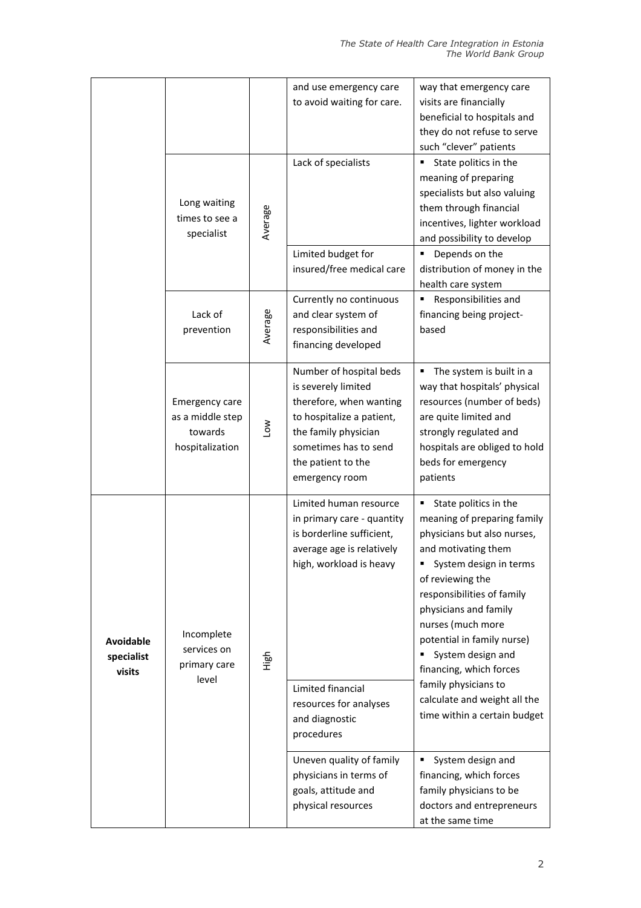| | | | | |
|---|---|---|---|---|
| | | | and use emergency care to avoid waiting for care. | way that emergency care visits are financially beneficial to hospitals and they do not refuse to serve such "clever" patients |
| | Long waiting times to see a specialist | Average | Lack of specialists | ▪ State politics in the meaning of preparing specialists but also valuing them through financial incentives, lighter workload and possibility to develop |
| | | | Limited budget for insured/free medical care | ▪ Depends on the distribution of money in the health care system |
| | Lack of prevention | Average | Currently no continuous and clear system of responsibilities and financing developed | ▪ Responsibilities and financing being project-based |
| | Emergency care as a middle step towards hospitalization | Low | Number of hospital beds is severely limited therefore, when wanting to hospitalize a patient, the family physician sometimes has to send the patient to the emergency room | ▪ The system is built in a way that hospitals' physical resources (number of beds) are quite limited and strongly regulated and hospitals are obliged to hold beds for emergency patients |
| **Avoidable specialist visits** | Incomplete services on primary care level | High | Limited human resource in primary care - quantity is borderline sufficient, average age is relatively high, workload is heavy | ▪ State politics in the meaning of preparing family physicians but also nurses, and motivating them ▪ System design in terms of reviewing the responsibilities of family physicians and family nurses (much more potential in family nurse) ▪ System design and financing, which forces family physicians to calculate and weight all the time within a certain budget |
| | | | Limited financial resources for analyses and diagnostic procedures | |
| | | | Uneven quality of family physicians in terms of goals, attitude and physical resources | ▪ System design and financing, which forces family physicians to be doctors and entrepreneurs at the same time |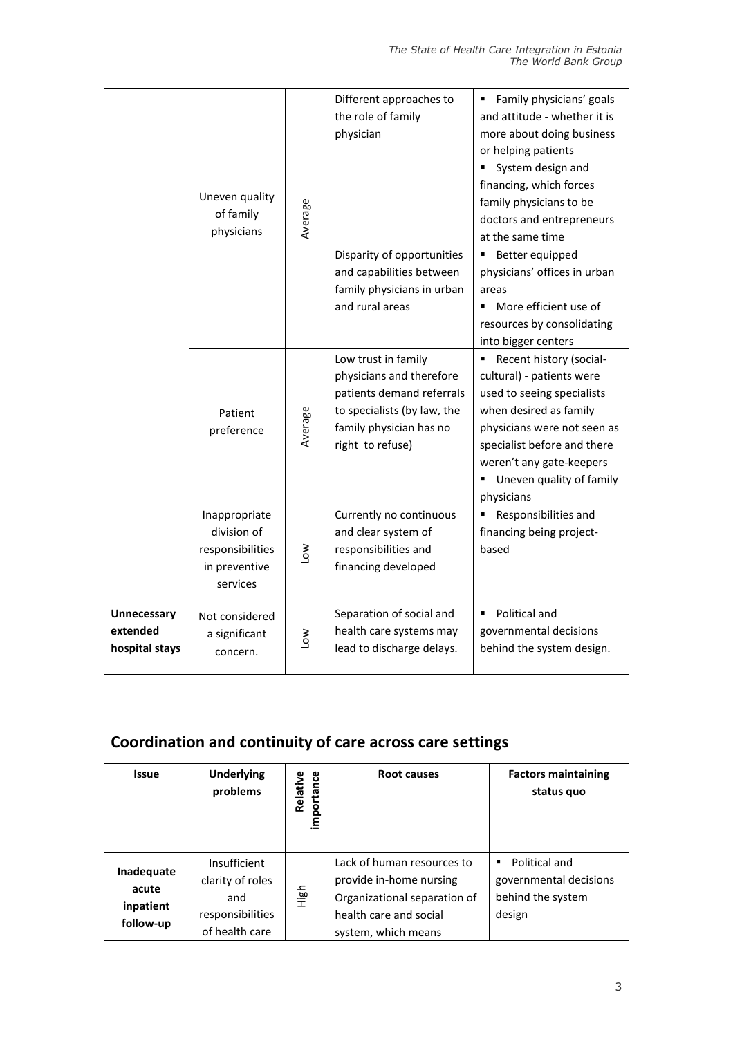| | | | | |
|---|---|---|---|---|
| | Uneven quality of family physicians | Average | Different approaches to the role of family physician | ▪ Family physicians' goals and attitude - whether it is more about doing business or helping patients<br>▪ System design and financing, which forces family physicians to be doctors and entrepreneurs at the same time |
| | | | Disparity of opportunities and capabilities between family physicians in urban and rural areas | ▪ Better equipped physicians' offices in urban areas<br>▪ More efficient use of resources by consolidating into bigger centers |
| | Patient preference | Average | Low trust in family physicians and therefore patients demand referrals to specialists (by law, the family physician has no right to refuse) | ▪ Recent history (social-cultural) - patients were used to seeing specialists when desired as family physicians were not seen as specialist before and there weren't any gate-keepers<br>▪ Uneven quality of family physicians |
| | Inappropriate division of responsibilities in preventive services | Low | Currently no continuous and clear system of responsibilities and financing developed | ▪ Responsibilities and financing being project-based |
| **Unnecessary extended hospital stays** | Not considered a significant concern. | Low | Separation of social and health care systems may lead to discharge delays. | ▪ Political and governmental decisions behind the system design. |

## Coordination and continuity of care across care settings

| Issue | Underlying problems | Relative importance | Root causes | Factors maintaining status quo |
|---|---|---|---|---|
| **Inadequate acute inpatient follow-up** | Insufficient clarity of roles and responsibilities of health care | High | Lack of human resources to provide in-home nursing<br>Organizational separation of health care and social system, which means | ▪ Political and governmental decisions behind the system design |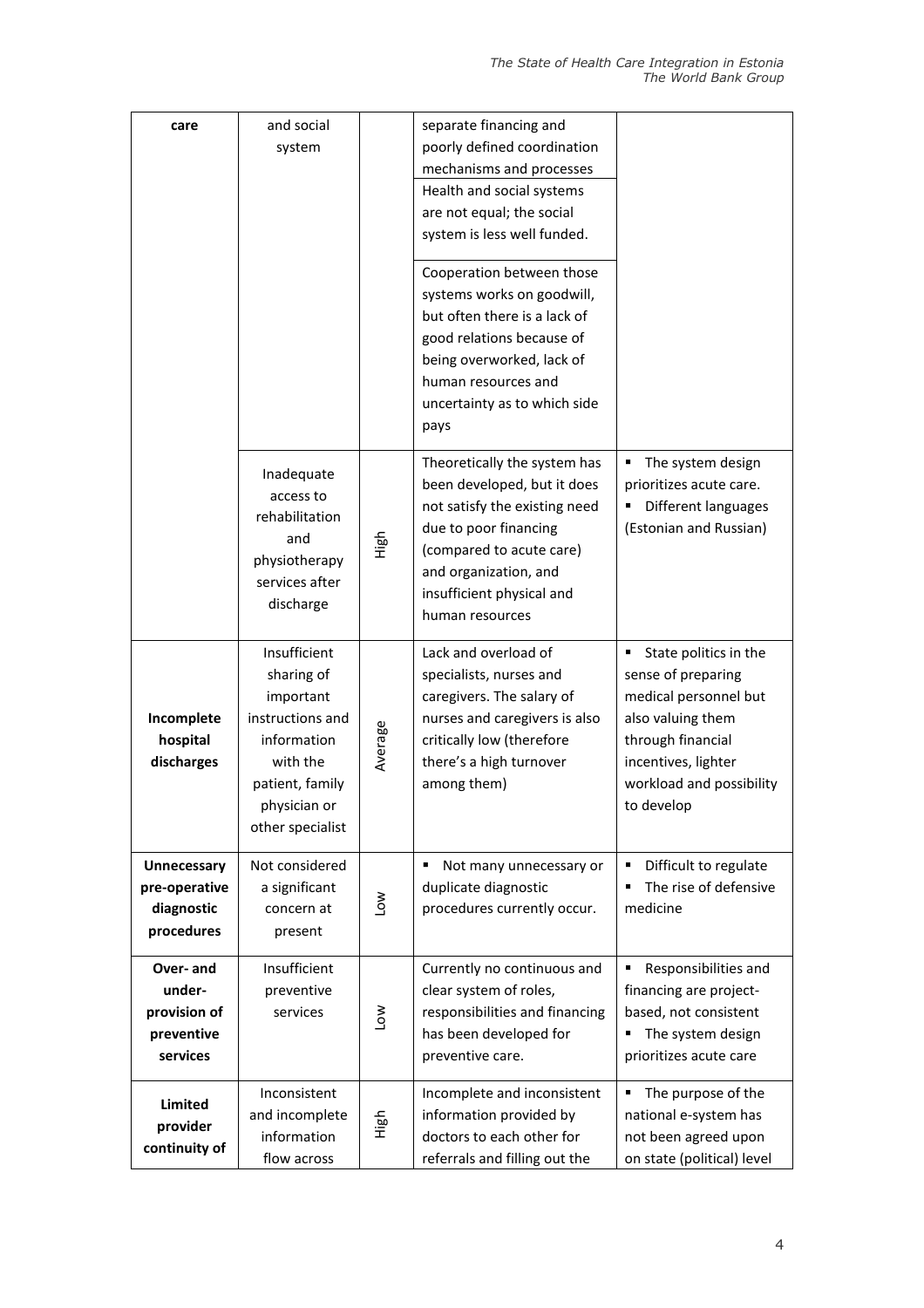| | | | | |
|---|---|---|---|---|
| **care** | and social system | | separate financing and poorly defined coordination mechanisms and processes<br>Health and social systems are not equal; the social system is less well funded.<br>Cooperation between those systems works on goodwill, but often there is a lack of good relations because of being overworked, lack of human resources and uncertainty as to which side pays | |
| | Inadequate access to rehabilitation and physiotherapy services after discharge | High | Theoretically the system has been developed, but it does not satisfy the existing need due to poor financing (compared to acute care) and organization, and insufficient physical and human resources | ▪ The system design prioritizes acute care.<br>▪ Different languages (Estonian and Russian) |
| **Incomplete hospital discharges** | Insufficient sharing of important instructions and information with the patient, family physician or other specialist | Average | Lack and overload of specialists, nurses and caregivers. The salary of nurses and caregivers is also critically low (therefore there's a high turnover among them) | ▪ State politics in the sense of preparing medical personnel but also valuing them through financial incentives, lighter workload and possibility to develop |
| **Unnecessary pre-operative diagnostic procedures** | Not considered a significant concern at present | Low | ▪ Not many unnecessary or duplicate diagnostic procedures currently occur. | ▪ Difficult to regulate<br>▪ The rise of defensive medicine |
| **Over- and under-provision of preventive services** | Insufficient preventive services | Low | Currently no continuous and clear system of roles, responsibilities and financing has been developed for preventive care. | ▪ Responsibilities and financing are project-based, not consistent<br>▪ The system design prioritizes acute care |
| **Limited provider continuity of** | Inconsistent and incomplete information flow across | High | Incomplete and inconsistent information provided by doctors to each other for referrals and filling out the | ▪ The purpose of the national e-system has not been agreed upon on state (political) level |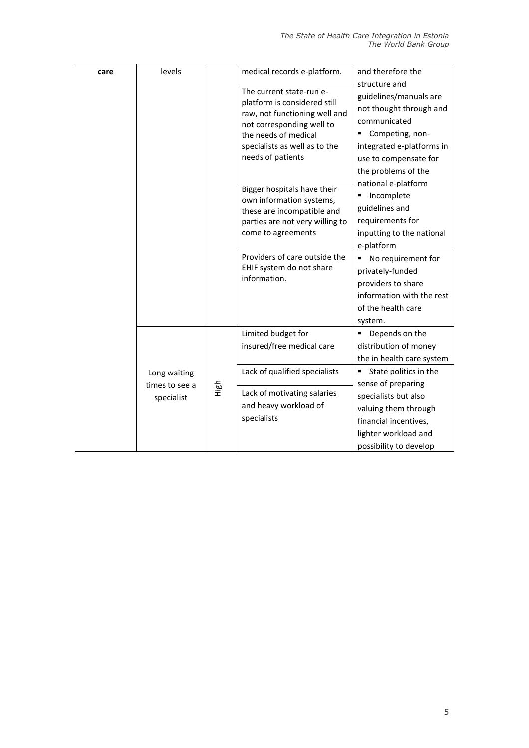| care | levels | | medical records e-platform. | and therefore the structure and guidelines/manuals are not thought through and communicated ▪ Competing, non-integrated e-platforms in use to compensate for the problems of the national e-platform ▪ Incomplete guidelines and requirements for inputting to the national e-platform |
|---|---|---|---|---|
| | | | The current state-run e-platform is considered still raw, not functioning well and not corresponding well to the needs of medical specialists as well as to the needs of patients | |
| | | | Bigger hospitals have their own information systems, these are incompatible and parties are not very willing to come to agreements | |
| | | | Providers of care outside the EHIF system do not share information. | ▪ No requirement for privately-funded providers to share information with the rest of the health care system. |
| | Long waiting times to see a specialist | High | Limited budget for insured/free medical care | ▪ Depends on the distribution of money the in health care system |
| | | | Lack of qualified specialists | ▪ State politics in the sense of preparing specialists but also valuing them through financial incentives, lighter workload and possibility to develop |
| | | | Lack of motivating salaries and heavy workload of specialists | |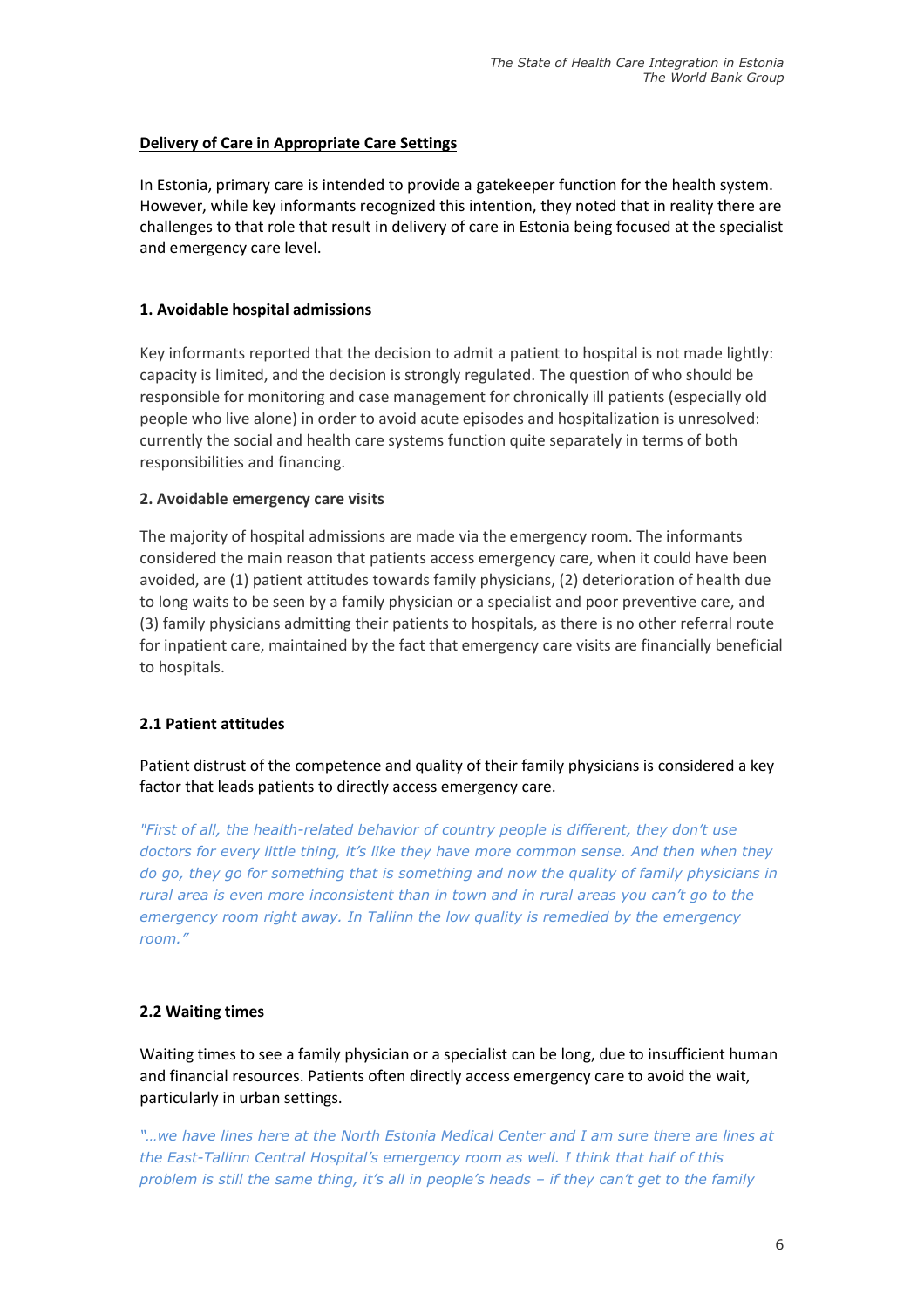## Delivery of Care in Appropriate Care Settings

In Estonia, primary care is intended to provide a gatekeeper function for the health system. However, while key informants recognized this intention, they noted that in reality there are challenges to that role that result in delivery of care in Estonia being focused at the specialist and emergency care level.

### 1. Avoidable hospital admissions

Key informants reported that the decision to admit a patient to hospital is not made lightly: capacity is limited, and the decision is strongly regulated. The question of who should be responsible for monitoring and case management for chronically ill patients (especially old people who live alone) in order to avoid acute episodes and hospitalization is unresolved: currently the social and health care systems function quite separately in terms of both responsibilities and financing.

### 2. Avoidable emergency care visits

The majority of hospital admissions are made via the emergency room. The informants considered the main reason that patients access emergency care, when it could have been avoided, are (1) patient attitudes towards family physicians, (2) deterioration of health due to long waits to be seen by a family physician or a specialist and poor preventive care, and (3) family physicians admitting their patients to hospitals, as there is no other referral route for inpatient care, maintained by the fact that emergency care visits are financially beneficial to hospitals.

#### 2.1 Patient attitudes

Patient distrust of the competence and quality of their family physicians is considered a key factor that leads patients to directly access emergency care.

*"First of all, the health-related behavior of country people is different, they don't use doctors for every little thing, it's like they have more common sense. And then when they do go, they go for something that is something and now the quality of family physicians in rural area is even more inconsistent than in town and in rural areas you can't go to the emergency room right away. In Tallinn the low quality is remedied by the emergency room."*

#### 2.2 Waiting times

Waiting times to see a family physician or a specialist can be long, due to insufficient human and financial resources. Patients often directly access emergency care to avoid the wait, particularly in urban settings.

*"…we have lines here at the North Estonia Medical Center and I am sure there are lines at the East-Tallinn Central Hospital's emergency room as well. I think that half of this problem is still the same thing, it's all in people's heads – if they can't get to the family*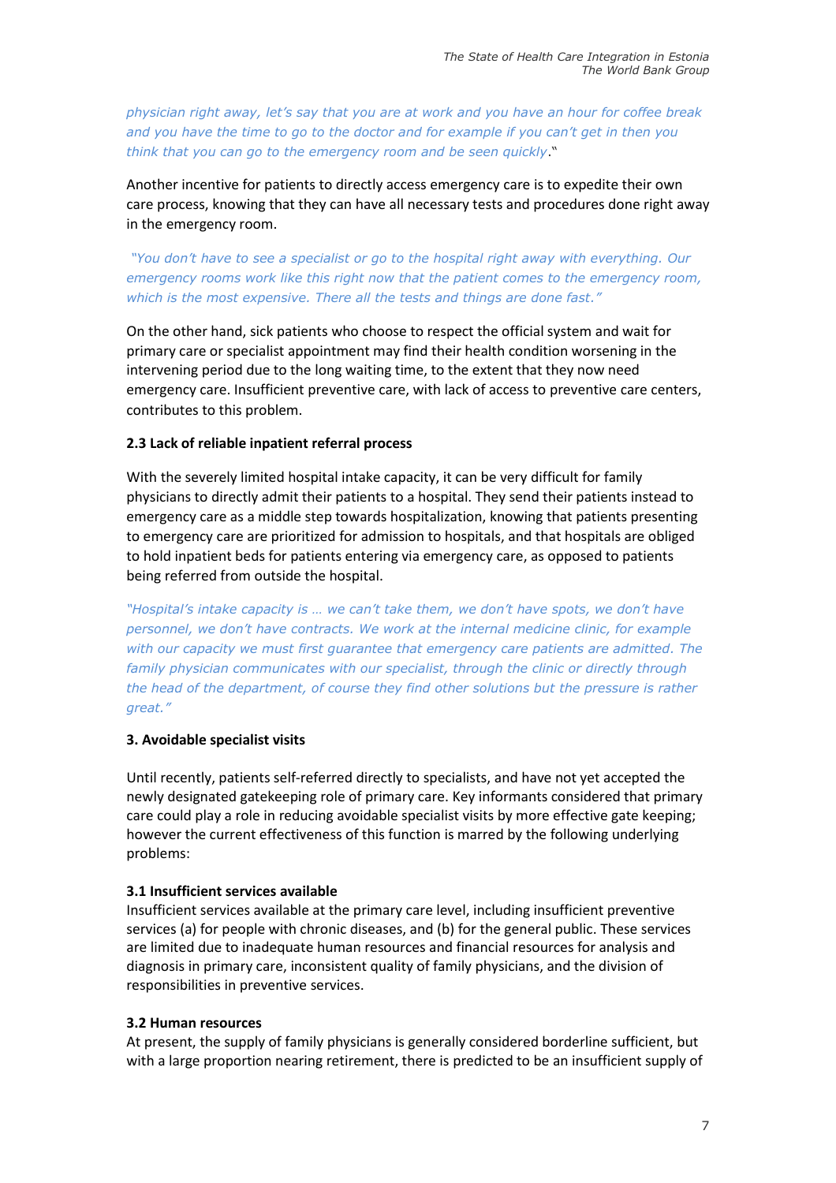*physician right away, let's say that you are at work and you have an hour for coffee break and you have the time to go to the doctor and for example if you can't get in then you think that you can go to the emergency room and be seen quickly*."

Another incentive for patients to directly access emergency care is to expedite their own care process, knowing that they can have all necessary tests and procedures done right away in the emergency room.

*"You don't have to see a specialist or go to the hospital right away with everything. Our emergency rooms work like this right now that the patient comes to the emergency room, which is the most expensive. There all the tests and things are done fast."*

On the other hand, sick patients who choose to respect the official system and wait for primary care or specialist appointment may find their health condition worsening in the intervening period due to the long waiting time, to the extent that they now need emergency care. Insufficient preventive care, with lack of access to preventive care centers, contributes to this problem.

**2.3 Lack of reliable inpatient referral process**

With the severely limited hospital intake capacity, it can be very difficult for family physicians to directly admit their patients to a hospital. They send their patients instead to emergency care as a middle step towards hospitalization, knowing that patients presenting to emergency care are prioritized for admission to hospitals, and that hospitals are obliged to hold inpatient beds for patients entering via emergency care, as opposed to patients being referred from outside the hospital.

*"Hospital's intake capacity is … we can't take them, we don't have spots, we don't have personnel, we don't have contracts. We work at the internal medicine clinic, for example with our capacity we must first guarantee that emergency care patients are admitted. The family physician communicates with our specialist, through the clinic or directly through the head of the department, of course they find other solutions but the pressure is rather great."*

**3. Avoidable specialist visits**

Until recently, patients self-referred directly to specialists, and have not yet accepted the newly designated gatekeeping role of primary care. Key informants considered that primary care could play a role in reducing avoidable specialist visits by more effective gate keeping; however the current effectiveness of this function is marred by the following underlying problems:

**3.1 Insufficient services available**

Insufficient services available at the primary care level, including insufficient preventive services (a) for people with chronic diseases, and (b) for the general public. These services are limited due to inadequate human resources and financial resources for analysis and diagnosis in primary care, inconsistent quality of family physicians, and the division of responsibilities in preventive services.

**3.2 Human resources**

At present, the supply of family physicians is generally considered borderline sufficient, but with a large proportion nearing retirement, there is predicted to be an insufficient supply of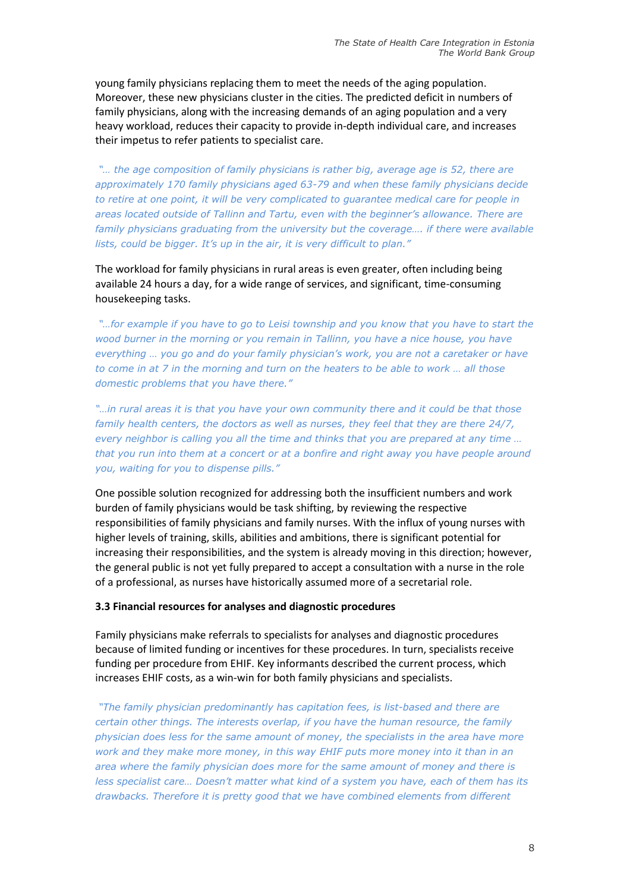young family physicians replacing them to meet the needs of the aging population. Moreover, these new physicians cluster in the cities. The predicted deficit in numbers of family physicians, along with the increasing demands of an aging population and a very heavy workload, reduces their capacity to provide in-depth individual care, and increases their impetus to refer patients to specialist care.

*"… the age composition of family physicians is rather big, average age is 52, there are approximately 170 family physicians aged 63-79 and when these family physicians decide to retire at one point, it will be very complicated to guarantee medical care for people in areas located outside of Tallinn and Tartu, even with the beginner's allowance. There are family physicians graduating from the university but the coverage…. if there were available lists, could be bigger. It's up in the air, it is very difficult to plan."*

The workload for family physicians in rural areas is even greater, often including being available 24 hours a day, for a wide range of services, and significant, time-consuming housekeeping tasks.

*"…for example if you have to go to Leisi township and you know that you have to start the wood burner in the morning or you remain in Tallinn, you have a nice house, you have everything … you go and do your family physician's work, you are not a caretaker or have to come in at 7 in the morning and turn on the heaters to be able to work … all those domestic problems that you have there."*

*"…in rural areas it is that you have your own community there and it could be that those family health centers, the doctors as well as nurses, they feel that they are there 24/7, every neighbor is calling you all the time and thinks that you are prepared at any time … that you run into them at a concert or at a bonfire and right away you have people around you, waiting for you to dispense pills."*

One possible solution recognized for addressing both the insufficient numbers and work burden of family physicians would be task shifting, by reviewing the respective responsibilities of family physicians and family nurses. With the influx of young nurses with higher levels of training, skills, abilities and ambitions, there is significant potential for increasing their responsibilities, and the system is already moving in this direction; however, the general public is not yet fully prepared to accept a consultation with a nurse in the role of a professional, as nurses have historically assumed more of a secretarial role.

### 3.3 Financial resources for analyses and diagnostic procedures

Family physicians make referrals to specialists for analyses and diagnostic procedures because of limited funding or incentives for these procedures. In turn, specialists receive funding per procedure from EHIF. Key informants described the current process, which increases EHIF costs, as a win-win for both family physicians and specialists.

*"The family physician predominantly has capitation fees, is list-based and there are certain other things. The interests overlap, if you have the human resource, the family physician does less for the same amount of money, the specialists in the area have more work and they make more money, in this way EHIF puts more money into it than in an area where the family physician does more for the same amount of money and there is less specialist care… Doesn't matter what kind of a system you have, each of them has its drawbacks. Therefore it is pretty good that we have combined elements from different*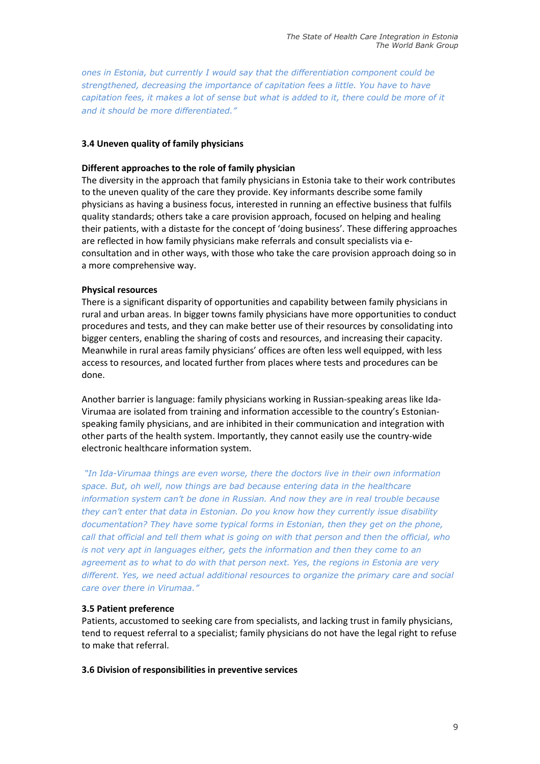*ones in Estonia, but currently I would say that the differentiation component could be strengthened, decreasing the importance of capitation fees a little. You have to have capitation fees, it makes a lot of sense but what is added to it, there could be more of it and it should be more differentiated."*

### 3.4 Uneven quality of family physicians

#### Different approaches to the role of family physician

The diversity in the approach that family physicians in Estonia take to their work contributes to the uneven quality of the care they provide. Key informants describe some family physicians as having a business focus, interested in running an effective business that fulfils quality standards; others take a care provision approach, focused on helping and healing their patients, with a distaste for the concept of 'doing business'. These differing approaches are reflected in how family physicians make referrals and consult specialists via e-consultation and in other ways, with those who take the care provision approach doing so in a more comprehensive way.

#### Physical resources

There is a significant disparity of opportunities and capability between family physicians in rural and urban areas. In bigger towns family physicians have more opportunities to conduct procedures and tests, and they can make better use of their resources by consolidating into bigger centers, enabling the sharing of costs and resources, and increasing their capacity. Meanwhile in rural areas family physicians' offices are often less well equipped, with less access to resources, and located further from places where tests and procedures can be done.

Another barrier is language: family physicians working in Russian-speaking areas like Ida-Virumaa are isolated from training and information accessible to the country's Estonian-speaking family physicians, and are inhibited in their communication and integration with other parts of the health system. Importantly, they cannot easily use the country-wide electronic healthcare information system.

*"In Ida-Virumaa things are even worse, there the doctors live in their own information space. But, oh well, now things are bad because entering data in the healthcare information system can't be done in Russian. And now they are in real trouble because they can't enter that data in Estonian. Do you know how they currently issue disability documentation? They have some typical forms in Estonian, then they get on the phone, call that official and tell them what is going on with that person and then the official, who is not very apt in languages either, gets the information and then they come to an agreement as to what to do with that person next. Yes, the regions in Estonia are very different. Yes, we need actual additional resources to organize the primary care and social care over there in Virumaa."*

### 3.5 Patient preference

Patients, accustomed to seeking care from specialists, and lacking trust in family physicians, tend to request referral to a specialist; family physicians do not have the legal right to refuse to make that referral.

### 3.6 Division of responsibilities in preventive services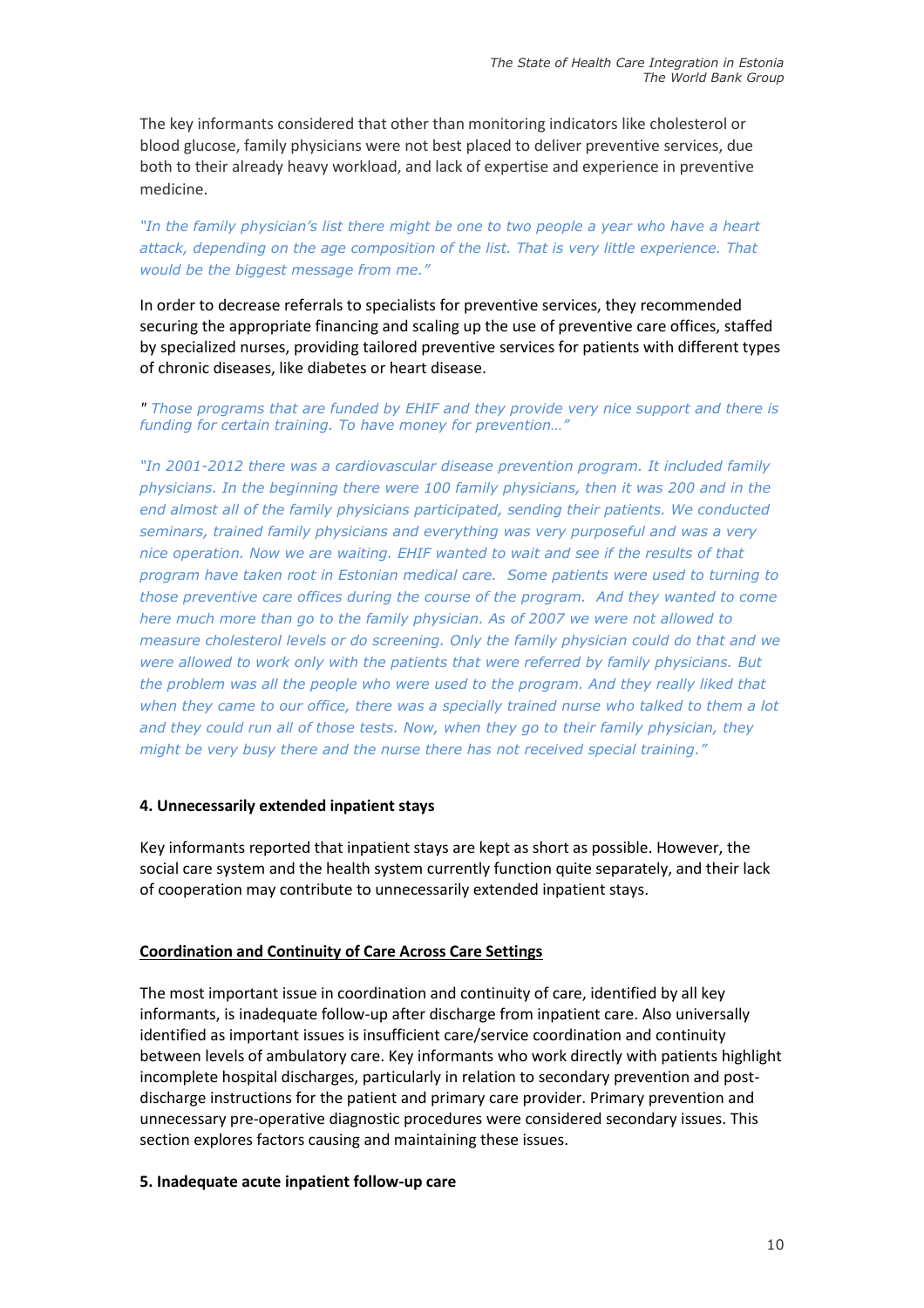The key informants considered that other than monitoring indicators like cholesterol or blood glucose, family physicians were not best placed to deliver preventive services, due both to their already heavy workload, and lack of expertise and experience in preventive medicine.

*"In the family physician's list there might be one to two people a year who have a heart attack, depending on the age composition of the list. That is very little experience. That would be the biggest message from me."*

In order to decrease referrals to specialists for preventive services, they recommended securing the appropriate financing and scaling up the use of preventive care offices, staffed by specialized nurses, providing tailored preventive services for patients with different types of chronic diseases, like diabetes or heart disease.

*" Those programs that are funded by EHIF and they provide very nice support and there is funding for certain training. To have money for prevention…"*

*"In 2001-2012 there was a cardiovascular disease prevention program. It included family physicians. In the beginning there were 100 family physicians, then it was 200 and in the end almost all of the family physicians participated, sending their patients. We conducted seminars, trained family physicians and everything was very purposeful and was a very nice operation. Now we are waiting. EHIF wanted to wait and see if the results of that program have taken root in Estonian medical care. Some patients were used to turning to those preventive care offices during the course of the program. And they wanted to come here much more than go to the family physician. As of 2007 we were not allowed to measure cholesterol levels or do screening. Only the family physician could do that and we were allowed to work only with the patients that were referred by family physicians. But the problem was all the people who were used to the program. And they really liked that when they came to our office, there was a specially trained nurse who talked to them a lot and they could run all of those tests. Now, when they go to their family physician, they might be very busy there and the nurse there has not received special training."*

#### 4. Unnecessarily extended inpatient stays

Key informants reported that inpatient stays are kept as short as possible. However, the social care system and the health system currently function quite separately, and their lack of cooperation may contribute to unnecessarily extended inpatient stays.

### Coordination and Continuity of Care Across Care Settings

The most important issue in coordination and continuity of care, identified by all key informants, is inadequate follow-up after discharge from inpatient care. Also universally identified as important issues is insufficient care/service coordination and continuity between levels of ambulatory care. Key informants who work directly with patients highlight incomplete hospital discharges, particularly in relation to secondary prevention and post-discharge instructions for the patient and primary care provider. Primary prevention and unnecessary pre-operative diagnostic procedures were considered secondary issues. This section explores factors causing and maintaining these issues.

#### 5. Inadequate acute inpatient follow-up care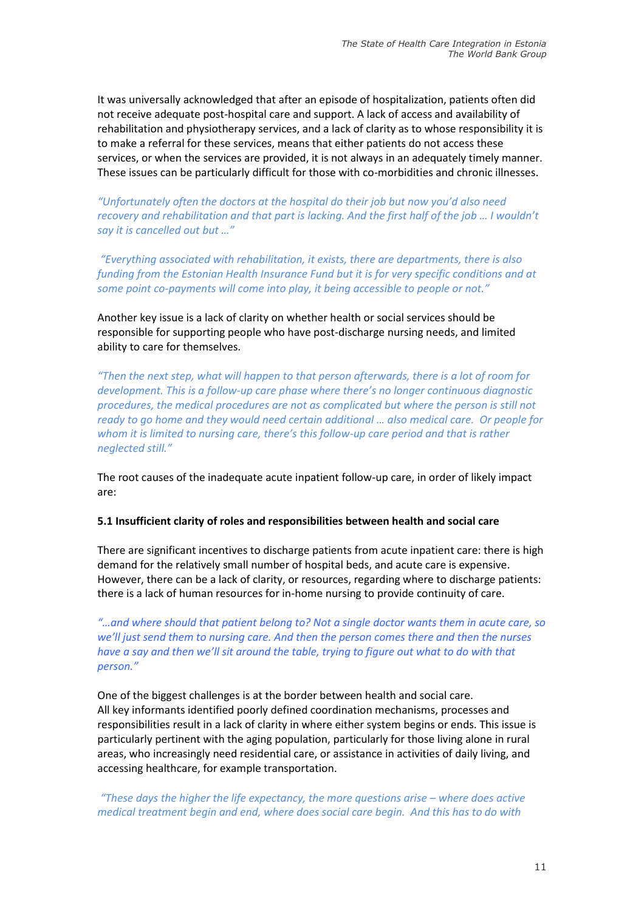It was universally acknowledged that after an episode of hospitalization, patients often did not receive adequate post-hospital care and support. A lack of access and availability of rehabilitation and physiotherapy services, and a lack of clarity as to whose responsibility it is to make a referral for these services, means that either patients do not access these services, or when the services are provided, it is not always in an adequately timely manner. These issues can be particularly difficult for those with co-morbidities and chronic illnesses.

*"Unfortunately often the doctors at the hospital do their job but now you'd also need recovery and rehabilitation and that part is lacking. And the first half of the job … I wouldn't say it is cancelled out but …"*

*"Everything associated with rehabilitation, it exists, there are departments, there is also funding from the Estonian Health Insurance Fund but it is for very specific conditions and at some point co-payments will come into play, it being accessible to people or not."*

Another key issue is a lack of clarity on whether health or social services should be responsible for supporting people who have post-discharge nursing needs, and limited ability to care for themselves.

*"Then the next step, what will happen to that person afterwards, there is a lot of room for development. This is a follow-up care phase where there's no longer continuous diagnostic procedures, the medical procedures are not as complicated but where the person is still not ready to go home and they would need certain additional … also medical care. Or people for whom it is limited to nursing care, there's this follow-up care period and that is rather neglected still."*

The root causes of the inadequate acute inpatient follow-up care, in order of likely impact are:

**5.1 Insufficient clarity of roles and responsibilities between health and social care**

There are significant incentives to discharge patients from acute inpatient care: there is high demand for the relatively small number of hospital beds, and acute care is expensive. However, there can be a lack of clarity, or resources, regarding where to discharge patients: there is a lack of human resources for in-home nursing to provide continuity of care.

*"…and where should that patient belong to? Not a single doctor wants them in acute care, so we'll just send them to nursing care. And then the person comes there and then the nurses have a say and then we'll sit around the table, trying to figure out what to do with that person."*

One of the biggest challenges is at the border between health and social care. All key informants identified poorly defined coordination mechanisms, processes and responsibilities result in a lack of clarity in where either system begins or ends. This issue is particularly pertinent with the aging population, particularly for those living alone in rural areas, who increasingly need residential care, or assistance in activities of daily living, and accessing healthcare, for example transportation.

*"These days the higher the life expectancy, the more questions arise – where does active medical treatment begin and end, where does social care begin. And this has to do with*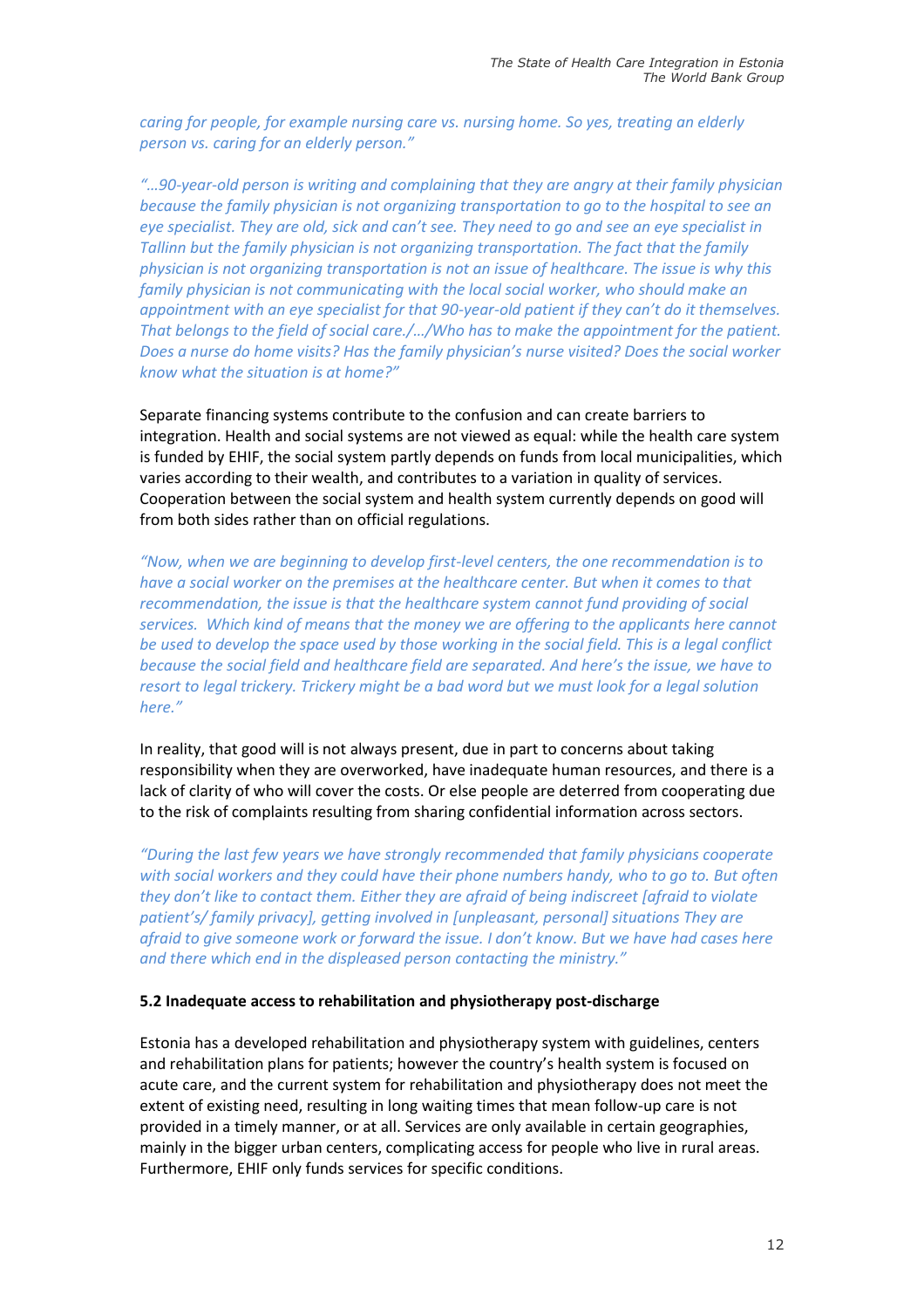*caring for people, for example nursing care vs. nursing home. So yes, treating an elderly person vs. caring for an elderly person."*

*"…90-year-old person is writing and complaining that they are angry at their family physician because the family physician is not organizing transportation to go to the hospital to see an eye specialist. They are old, sick and can't see. They need to go and see an eye specialist in Tallinn but the family physician is not organizing transportation. The fact that the family physician is not organizing transportation is not an issue of healthcare. The issue is why this family physician is not communicating with the local social worker, who should make an appointment with an eye specialist for that 90-year-old patient if they can't do it themselves. That belongs to the field of social care./…/Who has to make the appointment for the patient. Does a nurse do home visits? Has the family physician's nurse visited? Does the social worker know what the situation is at home?"*

Separate financing systems contribute to the confusion and can create barriers to integration. Health and social systems are not viewed as equal: while the health care system is funded by EHIF, the social system partly depends on funds from local municipalities, which varies according to their wealth, and contributes to a variation in quality of services. Cooperation between the social system and health system currently depends on good will from both sides rather than on official regulations.

*"Now, when we are beginning to develop first-level centers, the one recommendation is to have a social worker on the premises at the healthcare center. But when it comes to that recommendation, the issue is that the healthcare system cannot fund providing of social services. Which kind of means that the money we are offering to the applicants here cannot be used to develop the space used by those working in the social field. This is a legal conflict because the social field and healthcare field are separated. And here's the issue, we have to resort to legal trickery. Trickery might be a bad word but we must look for a legal solution here."*

In reality, that good will is not always present, due in part to concerns about taking responsibility when they are overworked, have inadequate human resources, and there is a lack of clarity of who will cover the costs. Or else people are deterred from cooperating due to the risk of complaints resulting from sharing confidential information across sectors.

*"During the last few years we have strongly recommended that family physicians cooperate with social workers and they could have their phone numbers handy, who to go to. But often they don't like to contact them. Either they are afraid of being indiscreet [afraid to violate patient's/ family privacy], getting involved in [unpleasant, personal] situations They are afraid to give someone work or forward the issue. I don't know. But we have had cases here and there which end in the displeased person contacting the ministry."*

### 5.2 Inadequate access to rehabilitation and physiotherapy post-discharge

Estonia has a developed rehabilitation and physiotherapy system with guidelines, centers and rehabilitation plans for patients; however the country's health system is focused on acute care, and the current system for rehabilitation and physiotherapy does not meet the extent of existing need, resulting in long waiting times that mean follow-up care is not provided in a timely manner, or at all. Services are only available in certain geographies, mainly in the bigger urban centers, complicating access for people who live in rural areas. Furthermore, EHIF only funds services for specific conditions.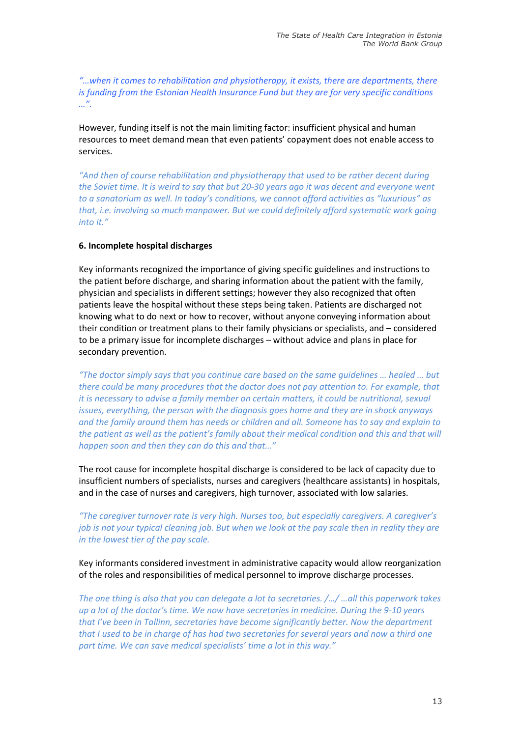*"…when it comes to rehabilitation and physiotherapy, it exists, there are departments, there is funding from the Estonian Health Insurance Fund but they are for very specific conditions …".*

However, funding itself is not the main limiting factor: insufficient physical and human resources to meet demand mean that even patients' copayment does not enable access to services.

*"And then of course rehabilitation and physiotherapy that used to be rather decent during the Soviet time. It is weird to say that but 20-30 years ago it was decent and everyone went to a sanatorium as well. In today's conditions, we cannot afford activities as "luxurious" as that, i.e. involving so much manpower. But we could definitely afford systematic work going into it."*

**6. Incomplete hospital discharges**

Key informants recognized the importance of giving specific guidelines and instructions to the patient before discharge, and sharing information about the patient with the family, physician and specialists in different settings; however they also recognized that often patients leave the hospital without these steps being taken. Patients are discharged not knowing what to do next or how to recover, without anyone conveying information about their condition or treatment plans to their family physicians or specialists, and – considered to be a primary issue for incomplete discharges – without advice and plans in place for secondary prevention.

*"The doctor simply says that you continue care based on the same guidelines … healed … but there could be many procedures that the doctor does not pay attention to. For example, that it is necessary to advise a family member on certain matters, it could be nutritional, sexual issues, everything, the person with the diagnosis goes home and they are in shock anyways and the family around them has needs or children and all. Someone has to say and explain to the patient as well as the patient's family about their medical condition and this and that will happen soon and then they can do this and that…"*

The root cause for incomplete hospital discharge is considered to be lack of capacity due to insufficient numbers of specialists, nurses and caregivers (healthcare assistants) in hospitals, and in the case of nurses and caregivers, high turnover, associated with low salaries.

*"The caregiver turnover rate is very high. Nurses too, but especially caregivers. A caregiver's job is not your typical cleaning job. But when we look at the pay scale then in reality they are in the lowest tier of the pay scale.*

Key informants considered investment in administrative capacity would allow reorganization of the roles and responsibilities of medical personnel to improve discharge processes.

*The one thing is also that you can delegate a lot to secretaries. /…/ …all this paperwork takes up a lot of the doctor's time. We now have secretaries in medicine. During the 9-10 years that I've been in Tallinn, secretaries have become significantly better. Now the department that I used to be in charge of has had two secretaries for several years and now a third one part time. We can save medical specialists' time a lot in this way."*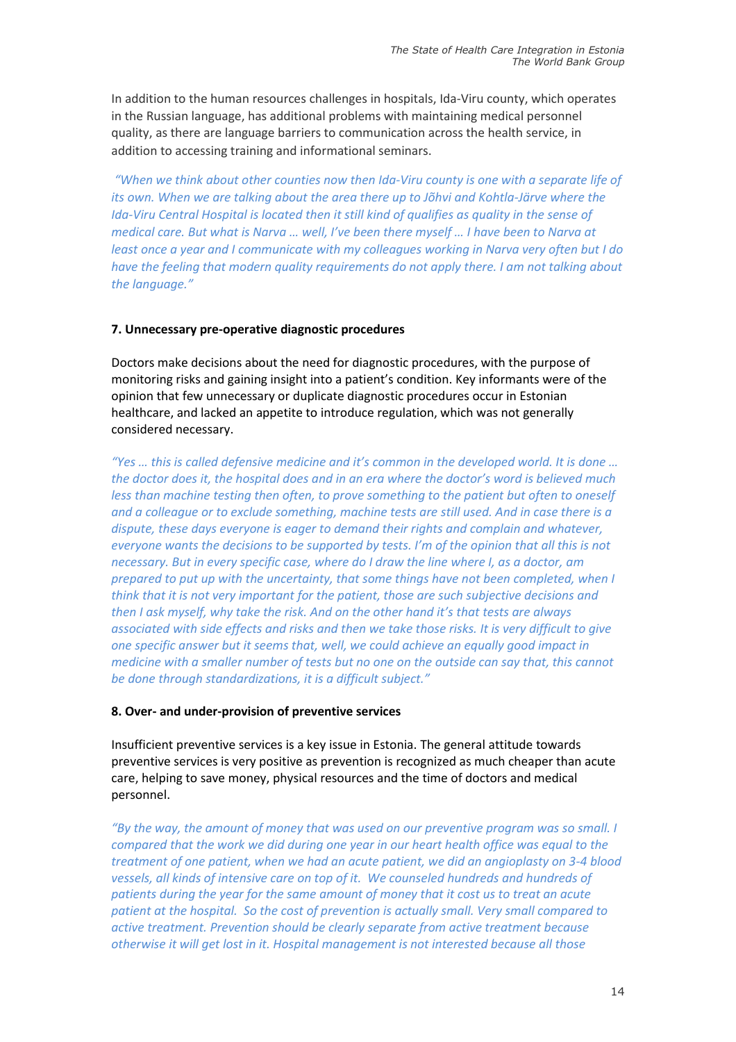In addition to the human resources challenges in hospitals, Ida-Viru county, which operates in the Russian language, has additional problems with maintaining medical personnel quality, as there are language barriers to communication across the health service, in addition to accessing training and informational seminars.

*"When we think about other counties now then Ida-Viru county is one with a separate life of its own. When we are talking about the area there up to Jõhvi and Kohtla-Järve where the Ida-Viru Central Hospital is located then it still kind of qualifies as quality in the sense of medical care. But what is Narva … well, I've been there myself … I have been to Narva at least once a year and I communicate with my colleagues working in Narva very often but I do have the feeling that modern quality requirements do not apply there. I am not talking about the language."*

**7. Unnecessary pre-operative diagnostic procedures**

Doctors make decisions about the need for diagnostic procedures, with the purpose of monitoring risks and gaining insight into a patient's condition. Key informants were of the opinion that few unnecessary or duplicate diagnostic procedures occur in Estonian healthcare, and lacked an appetite to introduce regulation, which was not generally considered necessary.

*"Yes … this is called defensive medicine and it's common in the developed world. It is done … the doctor does it, the hospital does and in an era where the doctor's word is believed much less than machine testing then often, to prove something to the patient but often to oneself and a colleague or to exclude something, machine tests are still used. And in case there is a dispute, these days everyone is eager to demand their rights and complain and whatever, everyone wants the decisions to be supported by tests. I'm of the opinion that all this is not necessary. But in every specific case, where do I draw the line where I, as a doctor, am prepared to put up with the uncertainty, that some things have not been completed, when I think that it is not very important for the patient, those are such subjective decisions and then I ask myself, why take the risk. And on the other hand it's that tests are always associated with side effects and risks and then we take those risks. It is very difficult to give one specific answer but it seems that, well, we could achieve an equally good impact in medicine with a smaller number of tests but no one on the outside can say that, this cannot be done through standardizations, it is a difficult subject."*

**8. Over- and under-provision of preventive services**

Insufficient preventive services is a key issue in Estonia. The general attitude towards preventive services is very positive as prevention is recognized as much cheaper than acute care, helping to save money, physical resources and the time of doctors and medical personnel.

*"By the way, the amount of money that was used on our preventive program was so small. I compared that the work we did during one year in our heart health office was equal to the treatment of one patient, when we had an acute patient, we did an angioplasty on 3-4 blood vessels, all kinds of intensive care on top of it. We counseled hundreds and hundreds of patients during the year for the same amount of money that it cost us to treat an acute patient at the hospital. So the cost of prevention is actually small. Very small compared to active treatment. Prevention should be clearly separate from active treatment because otherwise it will get lost in it. Hospital management is not interested because all those*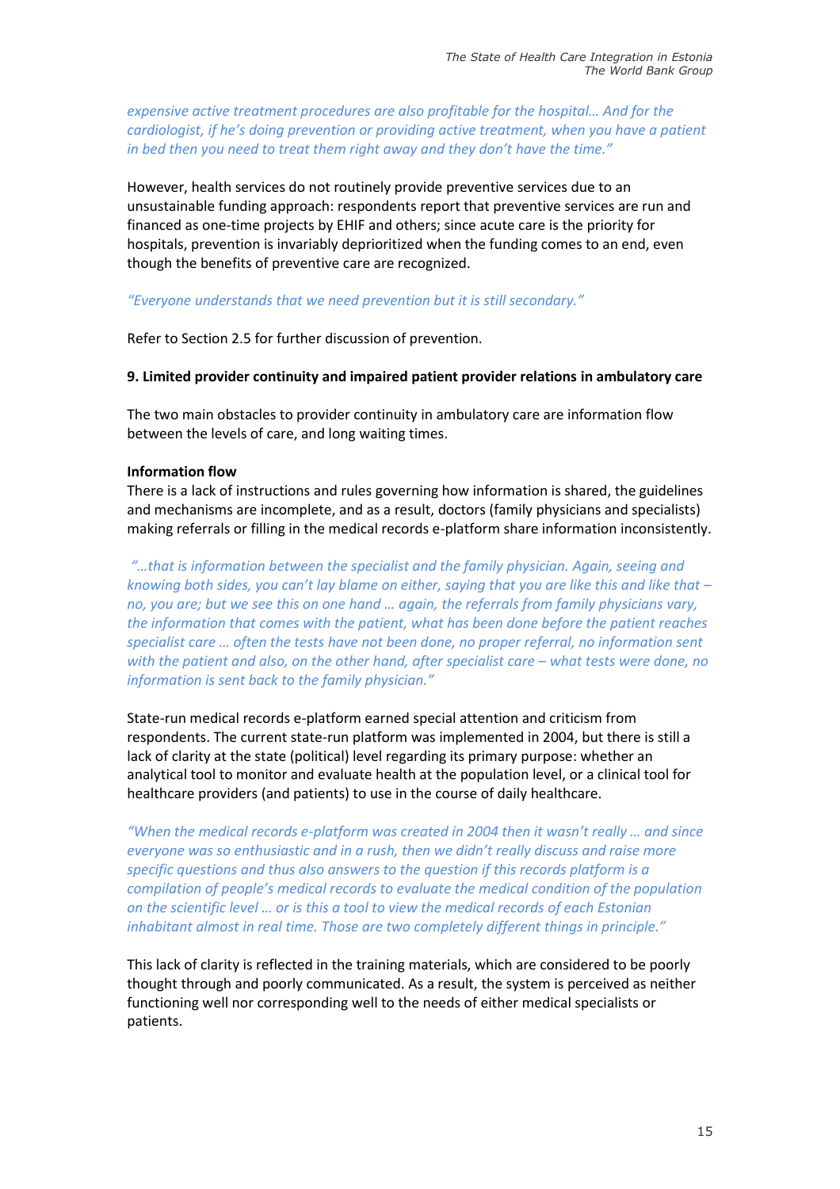*expensive active treatment procedures are also profitable for the hospital… And for the cardiologist, if he's doing prevention or providing active treatment, when you have a patient in bed then you need to treat them right away and they don't have the time."*

However, health services do not routinely provide preventive services due to an unsustainable funding approach: respondents report that preventive services are run and financed as one-time projects by EHIF and others; since acute care is the priority for hospitals, prevention is invariably deprioritized when the funding comes to an end, even though the benefits of preventive care are recognized.

*"Everyone understands that we need prevention but it is still secondary."*

Refer to Section 2.5 for further discussion of prevention.

**9. Limited provider continuity and impaired patient provider relations in ambulatory care**

The two main obstacles to provider continuity in ambulatory care are information flow between the levels of care, and long waiting times.

**Information flow**

There is a lack of instructions and rules governing how information is shared, the guidelines and mechanisms are incomplete, and as a result, doctors (family physicians and specialists) making referrals or filling in the medical records e-platform share information inconsistently.

*"…that is information between the specialist and the family physician. Again, seeing and knowing both sides, you can't lay blame on either, saying that you are like this and like that – no, you are; but we see this on one hand … again, the referrals from family physicians vary, the information that comes with the patient, what has been done before the patient reaches specialist care … often the tests have not been done, no proper referral, no information sent with the patient and also, on the other hand, after specialist care – what tests were done, no information is sent back to the family physician."*

State-run medical records e-platform earned special attention and criticism from respondents. The current state-run platform was implemented in 2004, but there is still a lack of clarity at the state (political) level regarding its primary purpose: whether an analytical tool to monitor and evaluate health at the population level, or a clinical tool for healthcare providers (and patients) to use in the course of daily healthcare.

*"When the medical records e-platform was created in 2004 then it wasn't really … and since everyone was so enthusiastic and in a rush, then we didn't really discuss and raise more specific questions and thus also answers to the question if this records platform is a compilation of people's medical records to evaluate the medical condition of the population on the scientific level … or is this a tool to view the medical records of each Estonian inhabitant almost in real time. Those are two completely different things in principle."*

This lack of clarity is reflected in the training materials, which are considered to be poorly thought through and poorly communicated. As a result, the system is perceived as neither functioning well nor corresponding well to the needs of either medical specialists or patients.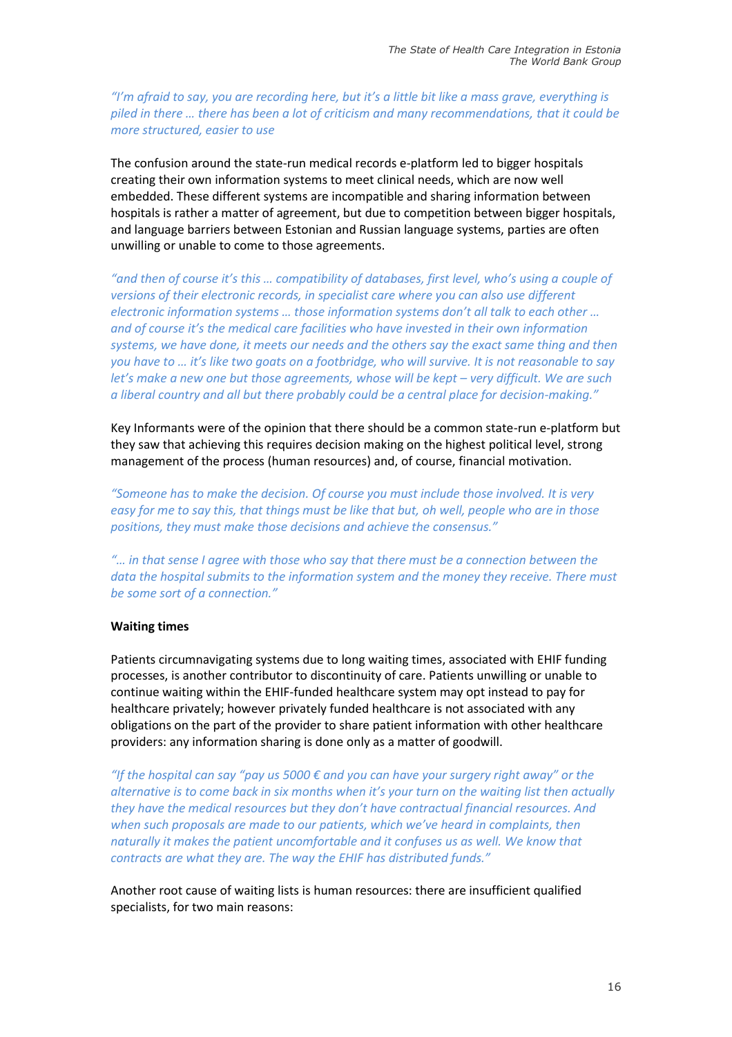*"I'm afraid to say, you are recording here, but it's a little bit like a mass grave, everything is piled in there … there has been a lot of criticism and many recommendations, that it could be more structured, easier to use*

The confusion around the state-run medical records e-platform led to bigger hospitals creating their own information systems to meet clinical needs, which are now well embedded. These different systems are incompatible and sharing information between hospitals is rather a matter of agreement, but due to competition between bigger hospitals, and language barriers between Estonian and Russian language systems, parties are often unwilling or unable to come to those agreements.

*"and then of course it's this … compatibility of databases, first level, who's using a couple of versions of their electronic records, in specialist care where you can also use different electronic information systems … those information systems don't all talk to each other … and of course it's the medical care facilities who have invested in their own information systems, we have done, it meets our needs and the others say the exact same thing and then you have to … it's like two goats on a footbridge, who will survive. It is not reasonable to say let's make a new one but those agreements, whose will be kept – very difficult. We are such a liberal country and all but there probably could be a central place for decision-making."*

Key Informants were of the opinion that there should be a common state-run e-platform but they saw that achieving this requires decision making on the highest political level, strong management of the process (human resources) and, of course, financial motivation.

*"Someone has to make the decision. Of course you must include those involved. It is very easy for me to say this, that things must be like that but, oh well, people who are in those positions, they must make those decisions and achieve the consensus."*

*"… in that sense I agree with those who say that there must be a connection between the data the hospital submits to the information system and the money they receive. There must be some sort of a connection."*

**Waiting times**

Patients circumnavigating systems due to long waiting times, associated with EHIF funding processes, is another contributor to discontinuity of care. Patients unwilling or unable to continue waiting within the EHIF-funded healthcare system may opt instead to pay for healthcare privately; however privately funded healthcare is not associated with any obligations on the part of the provider to share patient information with other healthcare providers: any information sharing is done only as a matter of goodwill.

*"If the hospital can say "pay us 5000 € and you can have your surgery right away" or the alternative is to come back in six months when it's your turn on the waiting list then actually they have the medical resources but they don't have contractual financial resources. And when such proposals are made to our patients, which we've heard in complaints, then naturally it makes the patient uncomfortable and it confuses us as well. We know that contracts are what they are. The way the EHIF has distributed funds."*

Another root cause of waiting lists is human resources: there are insufficient qualified specialists, for two main reasons: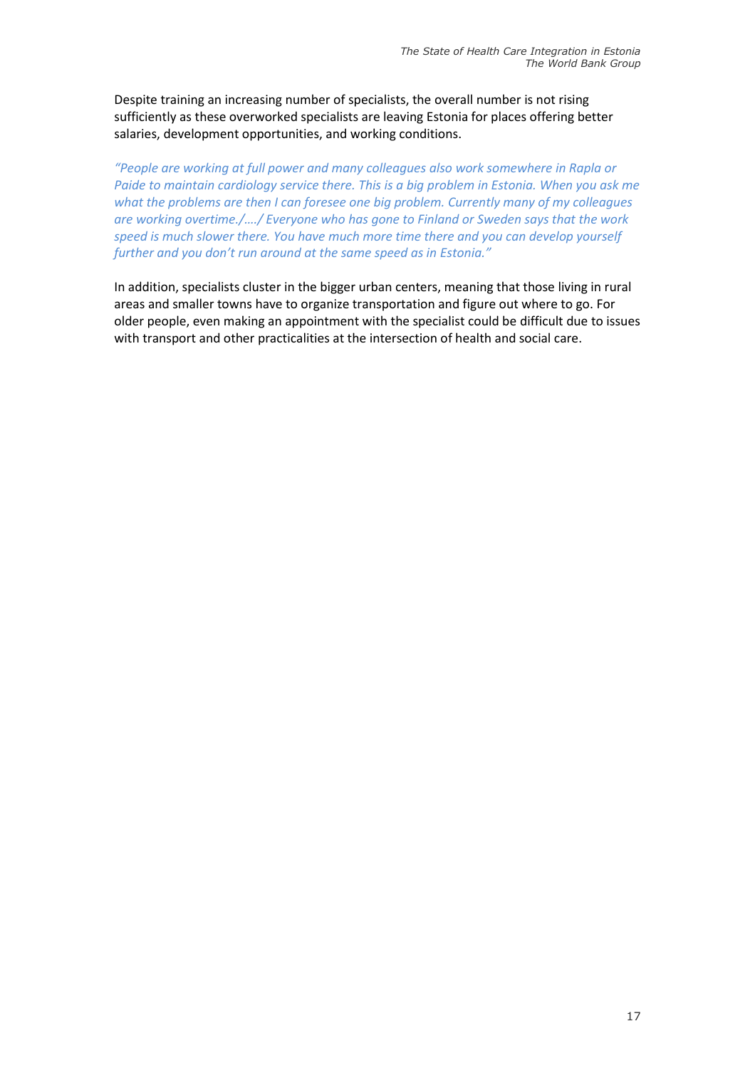Despite training an increasing number of specialists, the overall number is not rising sufficiently as these overworked specialists are leaving Estonia for places offering better salaries, development opportunities, and working conditions.

*"People are working at full power and many colleagues also work somewhere in Rapla or Paide to maintain cardiology service there. This is a big problem in Estonia. When you ask me what the problems are then I can foresee one big problem. Currently many of my colleagues are working overtime./…./ Everyone who has gone to Finland or Sweden says that the work speed is much slower there. You have much more time there and you can develop yourself further and you don't run around at the same speed as in Estonia."*

In addition, specialists cluster in the bigger urban centers, meaning that those living in rural areas and smaller towns have to organize transportation and figure out where to go. For older people, even making an appointment with the specialist could be difficult due to issues with transport and other practicalities at the intersection of health and social care.